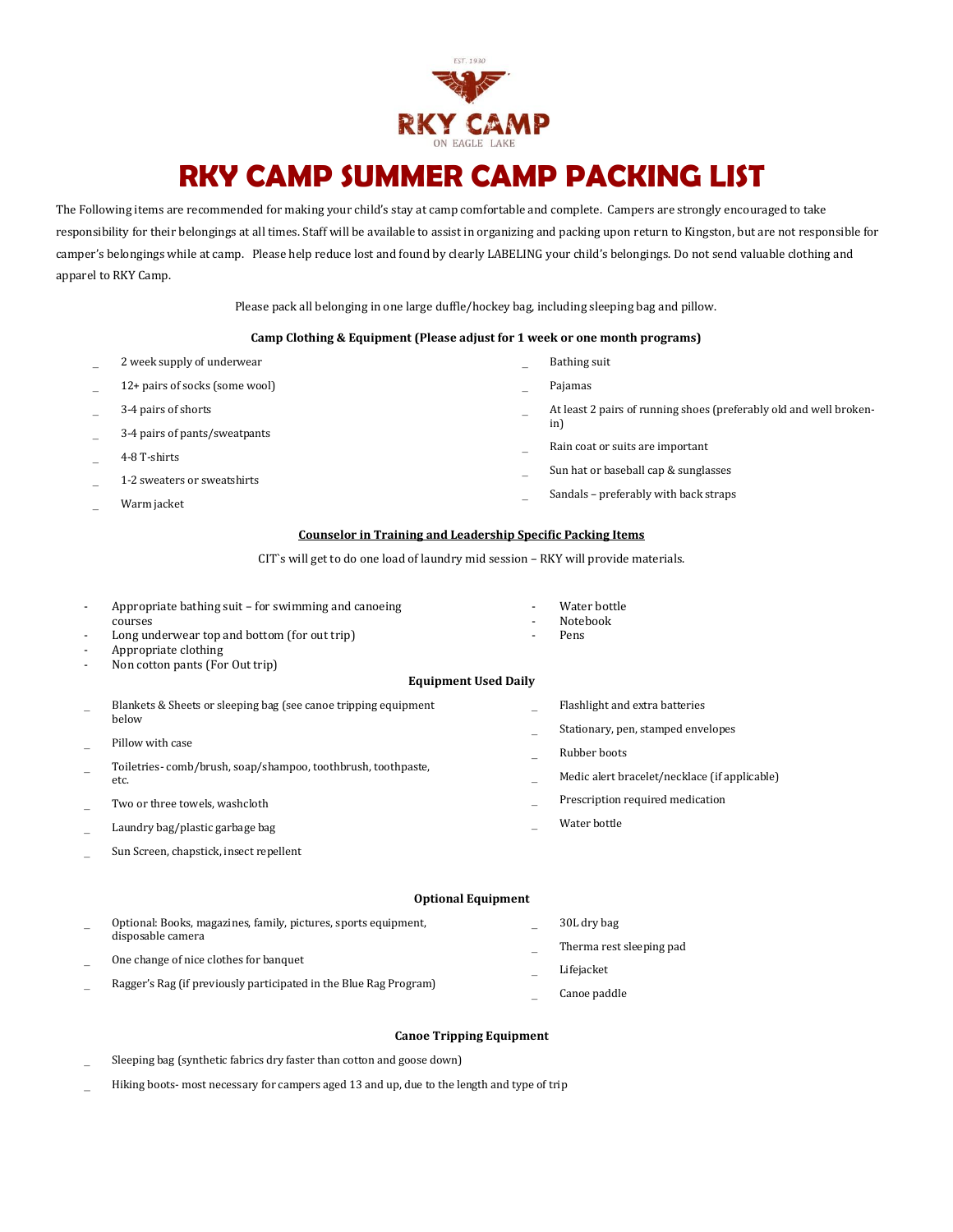EST. 1930

RKY CAMP

ON EAGLE LAKE

# RKY CAMP SUMMER CAMP PACKING LIST

The Following items are recommended for making your child's stay at camp comfortable and complete. Campers are strongly encouraged to take responsibility for their belongings at all times. Staff will be available to assist in organizing and packing upon return to Kingston, but are not responsible for camper's belongings while at camp. Please help reduce lost and found by clearly LABELING your child's belongings. Do not send valuable clothing and apparel to RKY Camp.

Please pack all belonging in one large duffle/hockey bag, including sleeping bag and pillow.

**Camp Clothing & Equipment (Please adjust for 1 week or one month programs)**

_ 2 week supply of underwear
_ 12+ pairs of socks (some wool)
_ 3-4 pairs of shorts
_ 3-4 pairs of pants/sweatpants
_ 4-8 T-shirts
_ 1-2 sweaters or sweatshirts
_ Warm jacket
_ Bathing suit
_ Pajamas
_ At least 2 pairs of running shoes (preferably old and well broken-in)
_ Rain coat or suits are important
_ Sun hat or baseball cap & sunglasses
_ Sandals – preferably with back straps

**<u>Counselor in Training and Leadership Specific Packing Items</u>**

CIT`s will get to do one load of laundry mid session – RKY will provide materials.

- Appropriate bathing suit – for swimming and canoeing courses
- Long underwear top and bottom (for out trip)
- Appropriate clothing
- Non cotton pants (For Out trip)
- Water bottle
- Notebook
- Pens

**Equipment Used Daily**

_ Blankets & Sheets or sleeping bag (see canoe tripping equipment below
_ Pillow with case
_ Toiletries- comb/brush, soap/shampoo, toothbrush, toothpaste, etc.
_ Two or three towels, washcloth
_ Laundry bag/plastic garbage bag
_ Sun Screen, chapstick, insect repellent
_ Flashlight and extra batteries
_ Stationary, pen, stamped envelopes
_ Rubber boots
_ Medic alert bracelet/necklace (if applicable)
_ Prescription required medication
_ Water bottle

**Optional Equipment**

_ Optional: Books, magazines, family, pictures, sports equipment, disposable camera
_ One change of nice clothes for banquet
_ Ragger's Rag (if previously participated in the Blue Rag Program)
_ 30L dry bag
_ Therma rest sleeping pad
_ Lifejacket
_ Canoe paddle

**Canoe Tripping Equipment**

_ Sleeping bag (synthetic fabrics dry faster than cotton and goose down)
_ Hiking boots- most necessary for campers aged 13 and up, due to the length and type of trip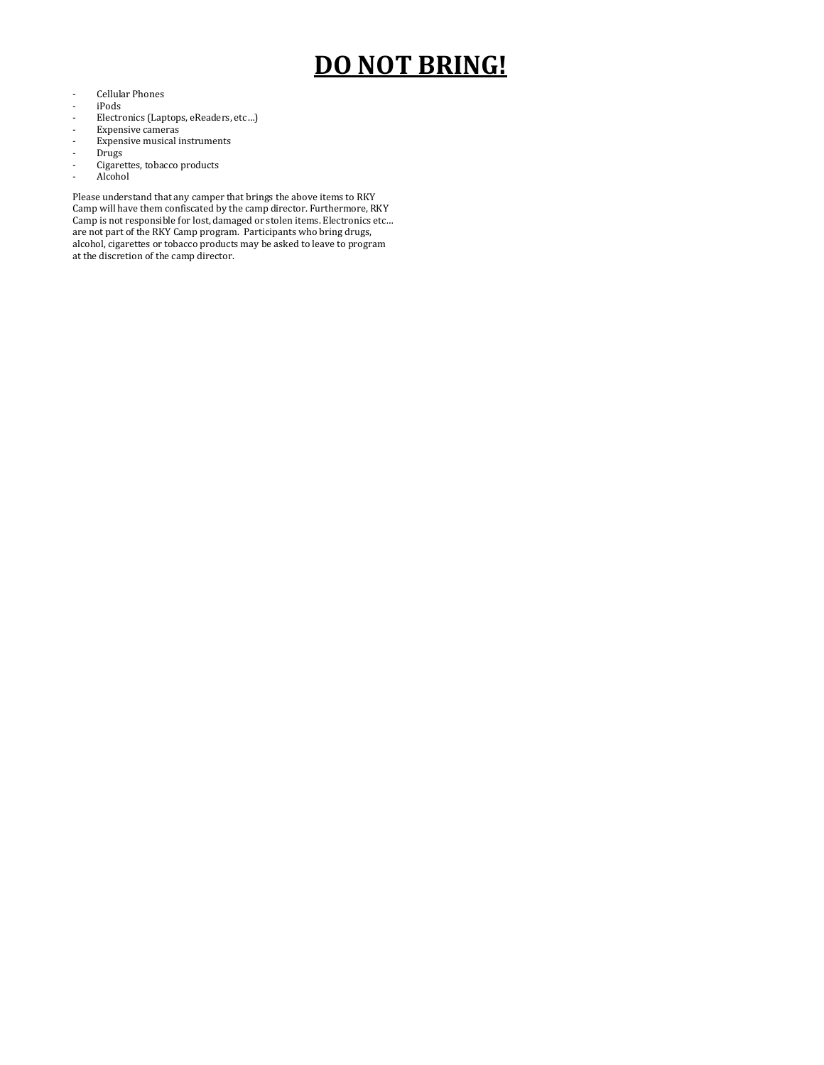# DO NOT BRING!

- Cellular Phones
- iPods
- Electronics (Laptops, eReaders, etc…)
- Expensive cameras
- Expensive musical instruments
- Drugs
- Cigarettes, tobacco products
- Alcohol

Please understand that any camper that brings the above items to RKY Camp will have them confiscated by the camp director. Furthermore, RKY Camp is not responsible for lost, damaged or stolen items. Electronics etc… are not part of the RKY Camp program. Participants who bring drugs, alcohol, cigarettes or tobacco products may be asked to leave to program at the discretion of the camp director.